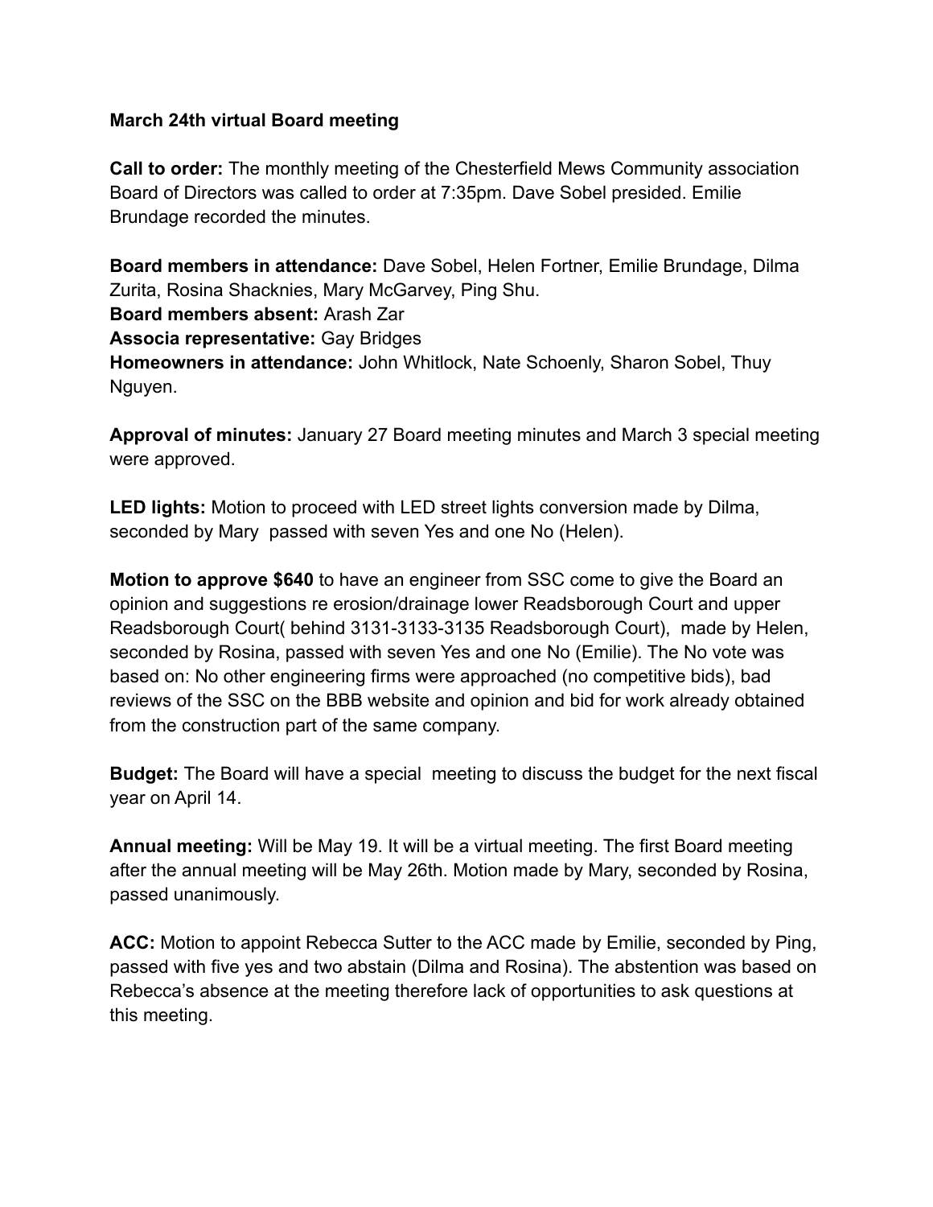**March 24th virtual Board meeting**

**Call to order:** The monthly meeting of the Chesterfield Mews Community association Board of Directors was called to order at 7:35pm. Dave Sobel presided. Emilie Brundage recorded the minutes.

**Board members in attendance:** Dave Sobel, Helen Fortner, Emilie Brundage, Dilma Zurita, Rosina Shacknies, Mary McGarvey, Ping Shu.
**Board members absent:** Arash Zar
**Associa representative:** Gay Bridges
**Homeowners in attendance:** John Whitlock, Nate Schoenly, Sharon Sobel, Thuy Nguyen.

**Approval of minutes:** January 27 Board meeting minutes and March 3 special meeting were approved.

**LED lights:** Motion to proceed with LED street lights conversion made by Dilma, seconded by Mary passed with seven Yes and one No (Helen).

**Motion to approve $640** to have an engineer from SSC come to give the Board an opinion and suggestions re erosion/drainage lower Readsborough Court and upper Readsborough Court( behind 3131-3133-3135 Readsborough Court), made by Helen, seconded by Rosina, passed with seven Yes and one No (Emilie). The No vote was based on: No other engineering firms were approached (no competitive bids), bad reviews of the SSC on the BBB website and opinion and bid for work already obtained from the construction part of the same company.

**Budget:** The Board will have a special meeting to discuss the budget for the next fiscal year on April 14.

**Annual meeting:** Will be May 19. It will be a virtual meeting. The first Board meeting after the annual meeting will be May 26th. Motion made by Mary, seconded by Rosina, passed unanimously.

**ACC:** Motion to appoint Rebecca Sutter to the ACC made by Emilie, seconded by Ping, passed with five yes and two abstain (Dilma and Rosina). The abstention was based on Rebecca's absence at the meeting therefore lack of opportunities to ask questions at this meeting.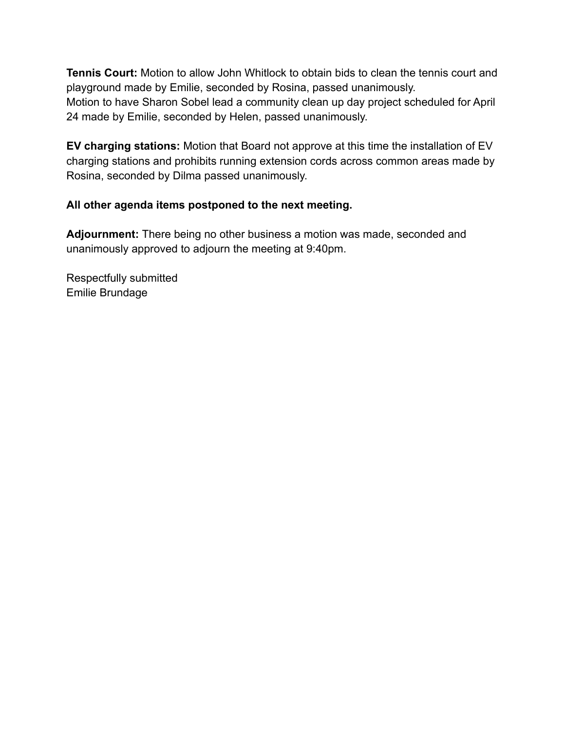**Tennis Court:** Motion to allow John Whitlock to obtain bids to clean the tennis court and playground made by Emilie, seconded by Rosina, passed unanimously.
Motion to have Sharon Sobel lead a community clean up day project scheduled for April 24 made by Emilie, seconded by Helen, passed unanimously.

**EV charging stations:** Motion that Board not approve at this time the installation of EV charging stations and prohibits running extension cords across common areas made by Rosina, seconded by Dilma passed unanimously.

**All other agenda items postponed to the next meeting.**

**Adjournment:** There being no other business a motion was made, seconded and unanimously approved to adjourn the meeting at 9:40pm.

Respectfully submitted
Emilie Brundage